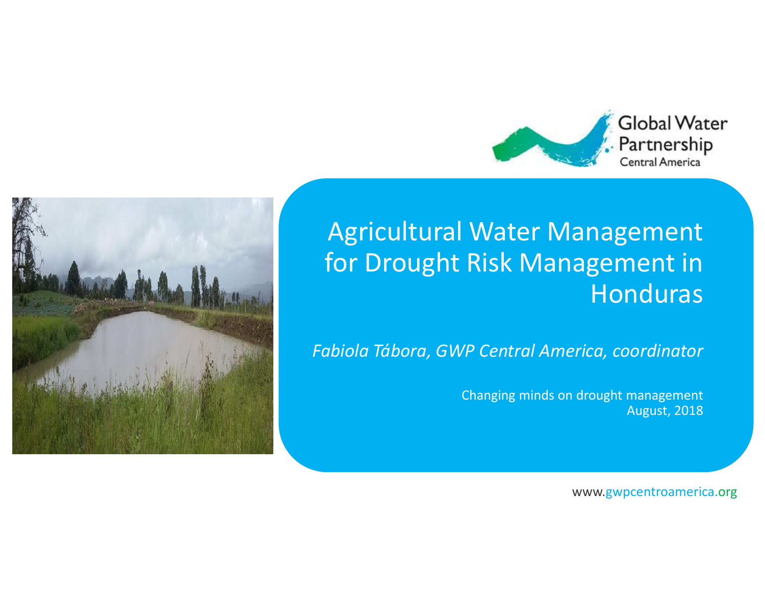Global Water Partnership
Central America

# Agricultural Water Management for Drought Risk Management in Honduras

*Fabiola Tábora, GWP Central America, coordinator*

Changing minds on drought management
August, 2018

www.gwpcentroamerica.org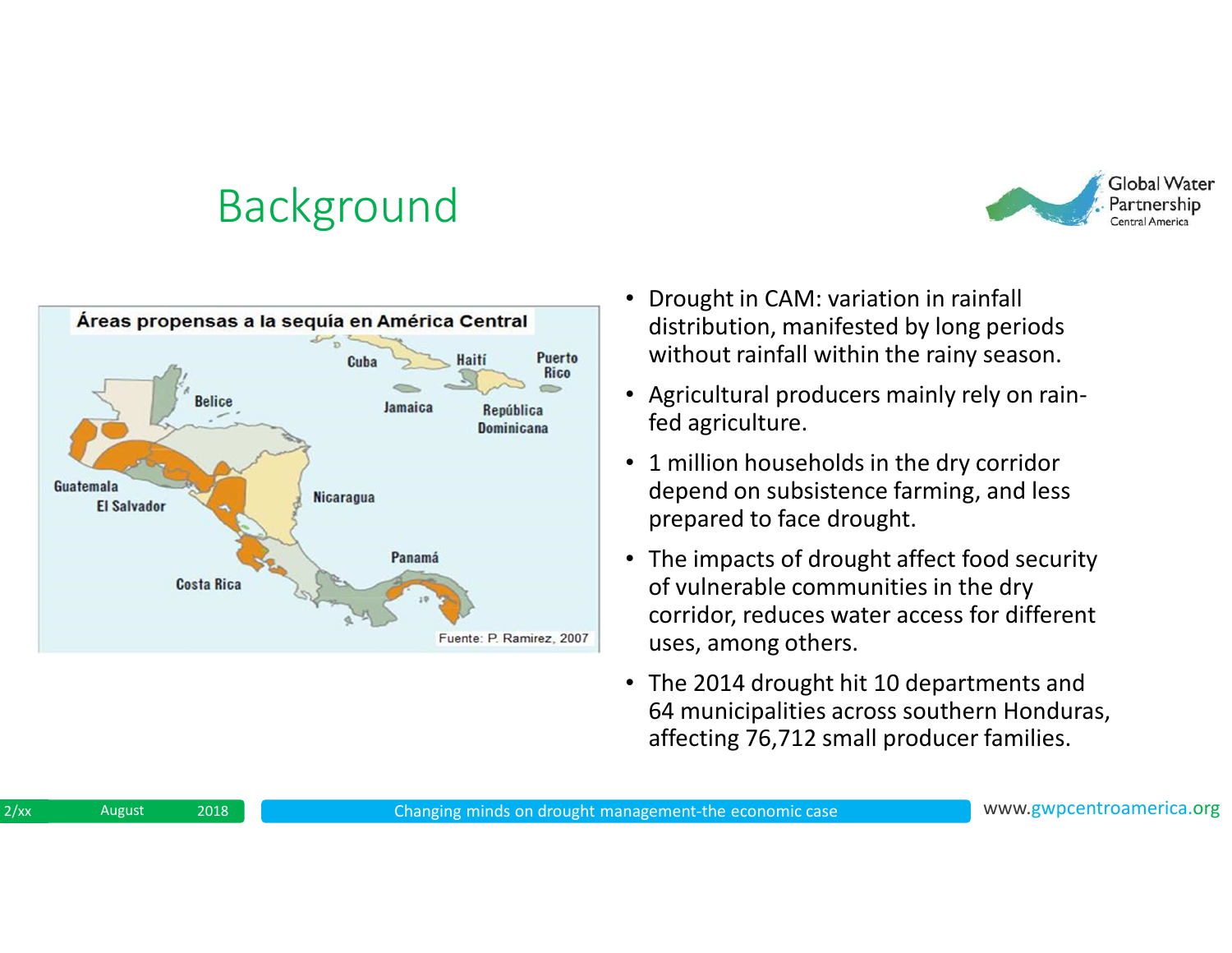# Background

- Drought in CAM: variation in rainfall distribution, manifested by long periods without rainfall within the rainy season.
- Agricultural producers mainly rely on rain-fed agriculture.
- 1 million households in the dry corridor depend on subsistence farming, and less prepared to face drought.
- The impacts of drought affect food security of vulnerable communities in the dry corridor, reduces water access for different uses, among others.
- The 2014 drought hit 10 departments and 64 municipalities across southern Honduras, affecting 76,712 small producer families.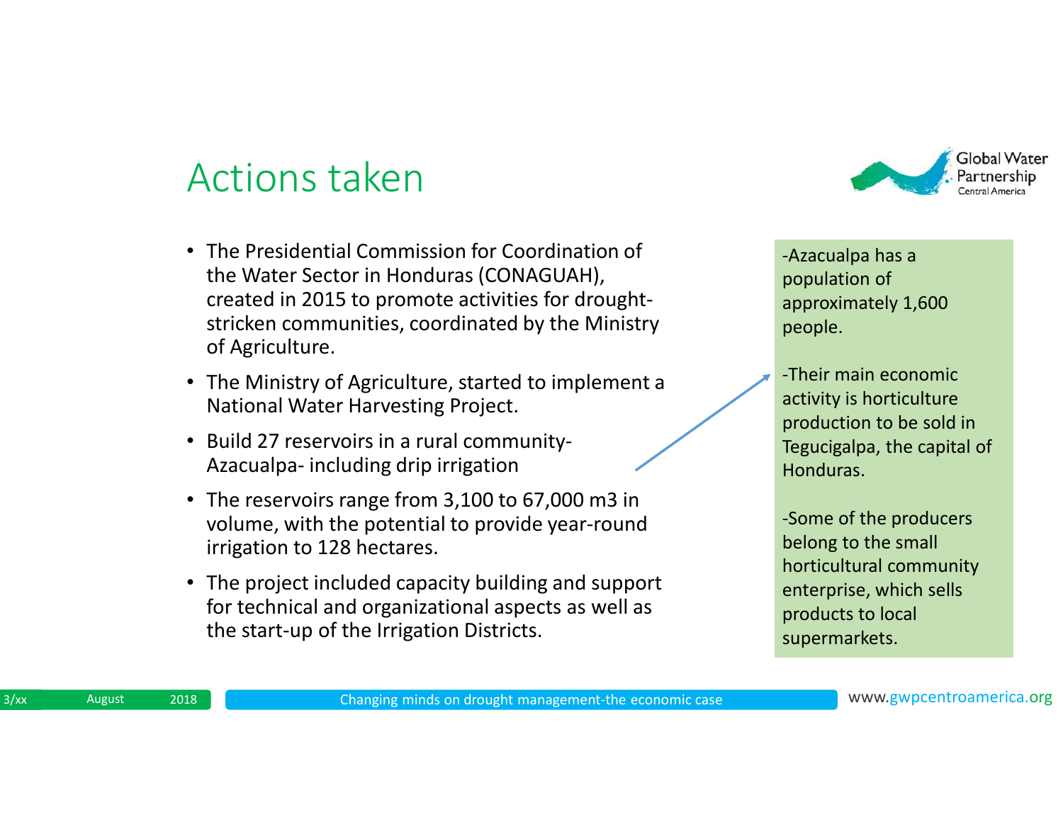# Actions taken

- The Presidential Commission for Coordination of the Water Sector in Honduras (CONAGUAH), created in 2015 to promote activities for drought-stricken communities, coordinated by the Ministry of Agriculture.
- The Ministry of Agriculture, started to implement a National Water Harvesting Project.
- Build 27 reservoirs in a rural community- Azacualpa- including drip irrigation
- The reservoirs range from 3,100 to 67,000 m3 in volume, with the potential to provide year-round irrigation to 128 hectares.
- The project included capacity building and support for technical and organizational aspects as well as the start-up of the Irrigation Districts.

-Azacualpa has a population of approximately 1,600 people.

-Their main economic activity is horticulture production to be sold in Tegucigalpa, the capital of Honduras.

-Some of the producers belong to the small horticultural community enterprise, which sells products to local supermarkets.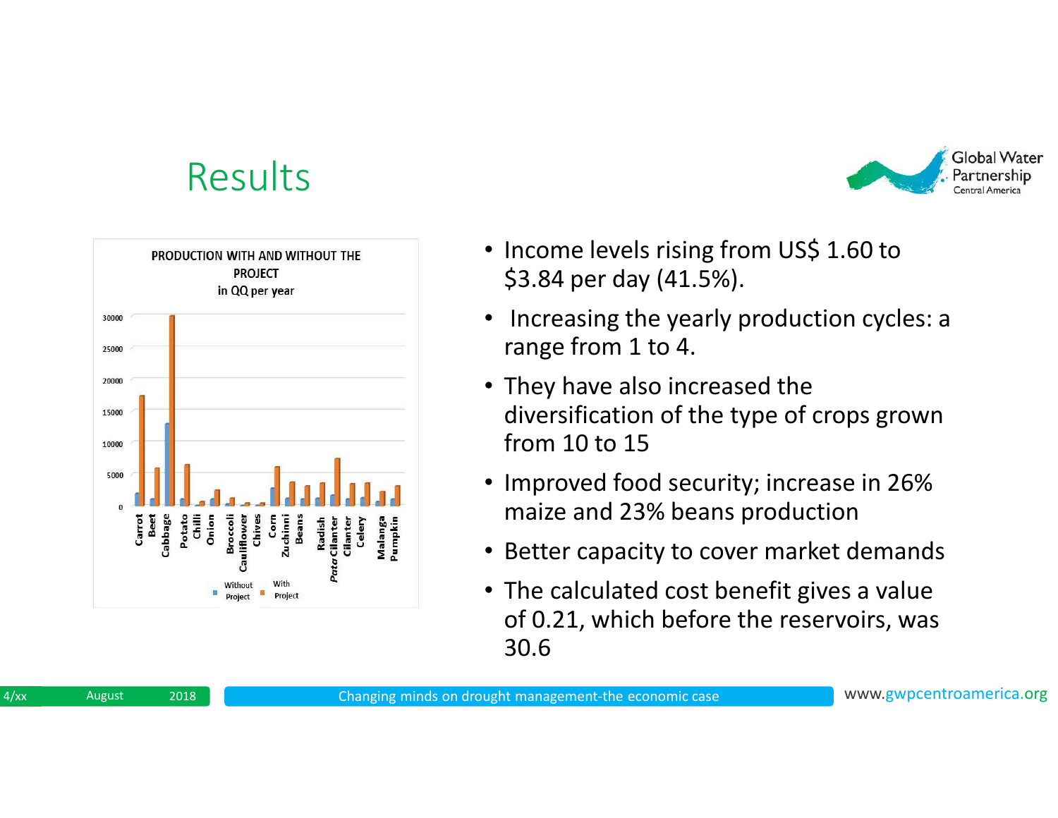# Results

**PRODUCTION WITH AND WITHOUT THE PROJECT**
**in QQ per year**

Carrot, Beet, Cabbage, Potato, Chilli, Onion, Broccoli, Cauliflower, Chives, Corn, Zuchinni, Beans, Radish, *Pata* Cilanter, Cilanter, Celery, Malanga, Pumpkin

Without Project — With Project

- Income levels rising from US$ 1.60 to $3.84 per day (41.5%).
- Increasing the yearly production cycles: a range from 1 to 4.
- They have also increased the diversification of the type of crops grown from 10 to 15
- Improved food security; increase in 26% maize and 23% beans production
- Better capacity to cover market demands
- The calculated cost benefit gives a value of 0.21, which before the reservoirs, was 30.6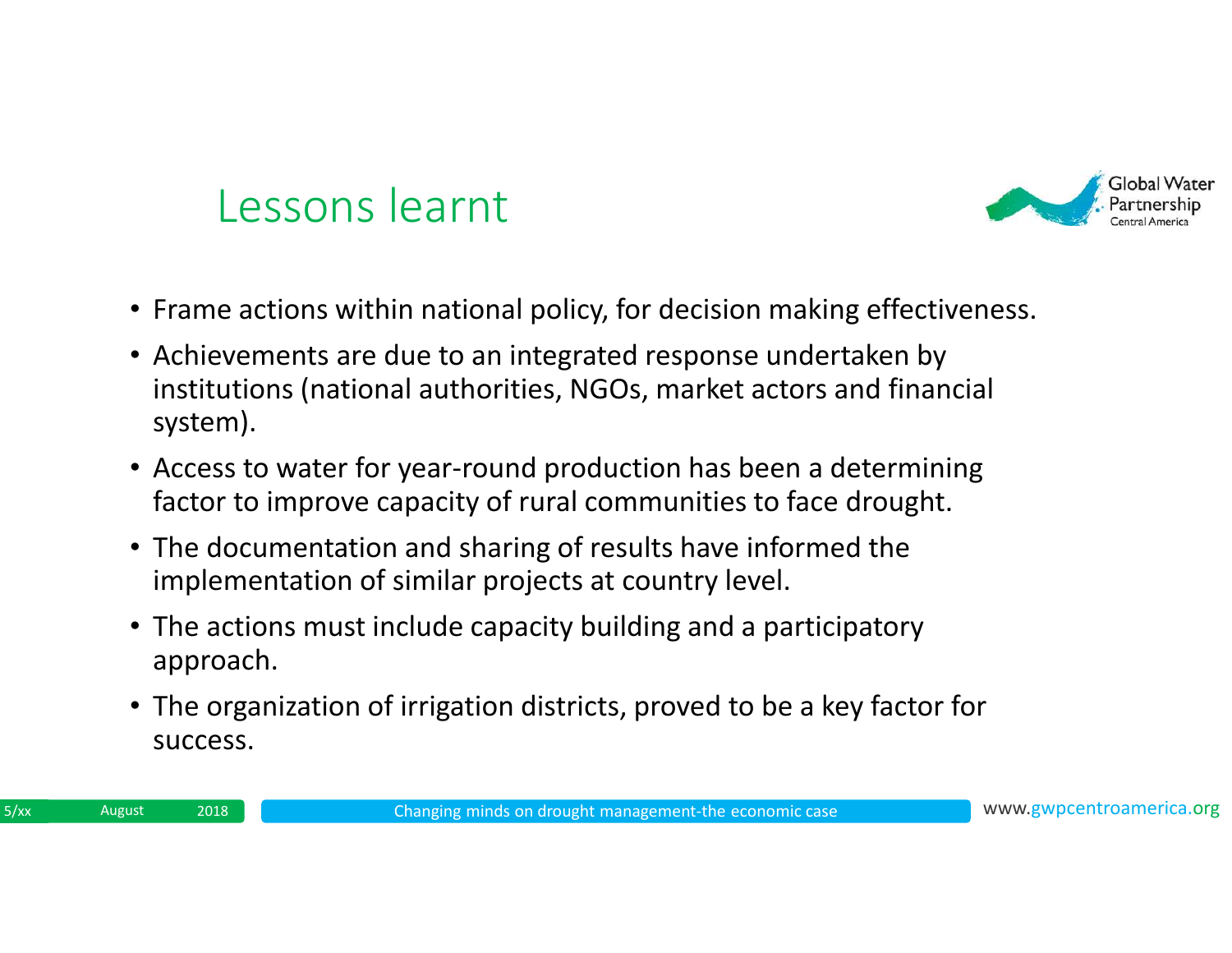# Lessons learnt

- Frame actions within national policy, for decision making effectiveness.
- Achievements are due to an integrated response undertaken by institutions (national authorities, NGOs, market actors and financial system).
- Access to water for year-round production has been a determining factor to improve capacity of rural communities to face drought.
- The documentation and sharing of results have informed the implementation of similar projects at country level.
- The actions must include capacity building and a participatory approach.
- The organization of irrigation districts, proved to be a key factor for success.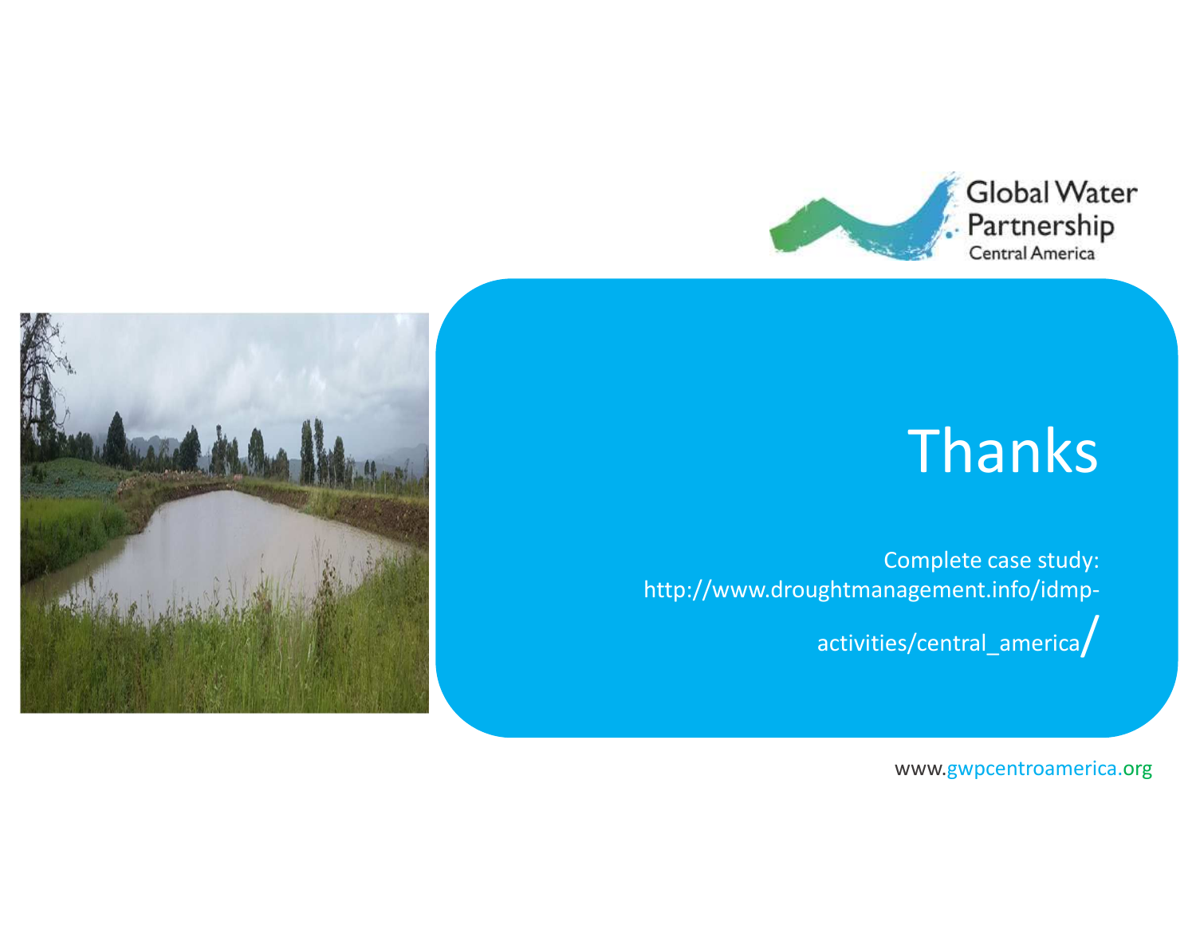Global Water Partnership
Central America

# Thanks

Complete case study:
http://www.droughtmanagement.info/idmp-activities/central_america/

www.gwpcentroamerica.org